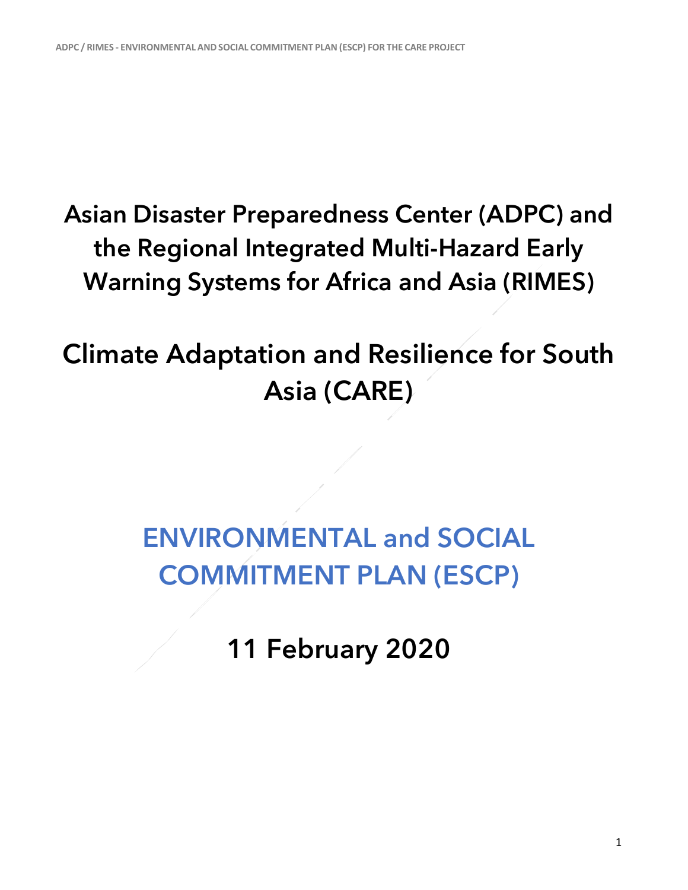# Asian Disaster Preparedness Center (ADPC) and the Regional Integrated Multi-Hazard Early Warning Systems for Africa and Asia (RIMES)

# Climate Adaptation and Resilience for South Asia (CARE)

# ENVIRONMENTAL and SOCIAL COMMITMENT PLAN (ESCP)

## 11 February 2020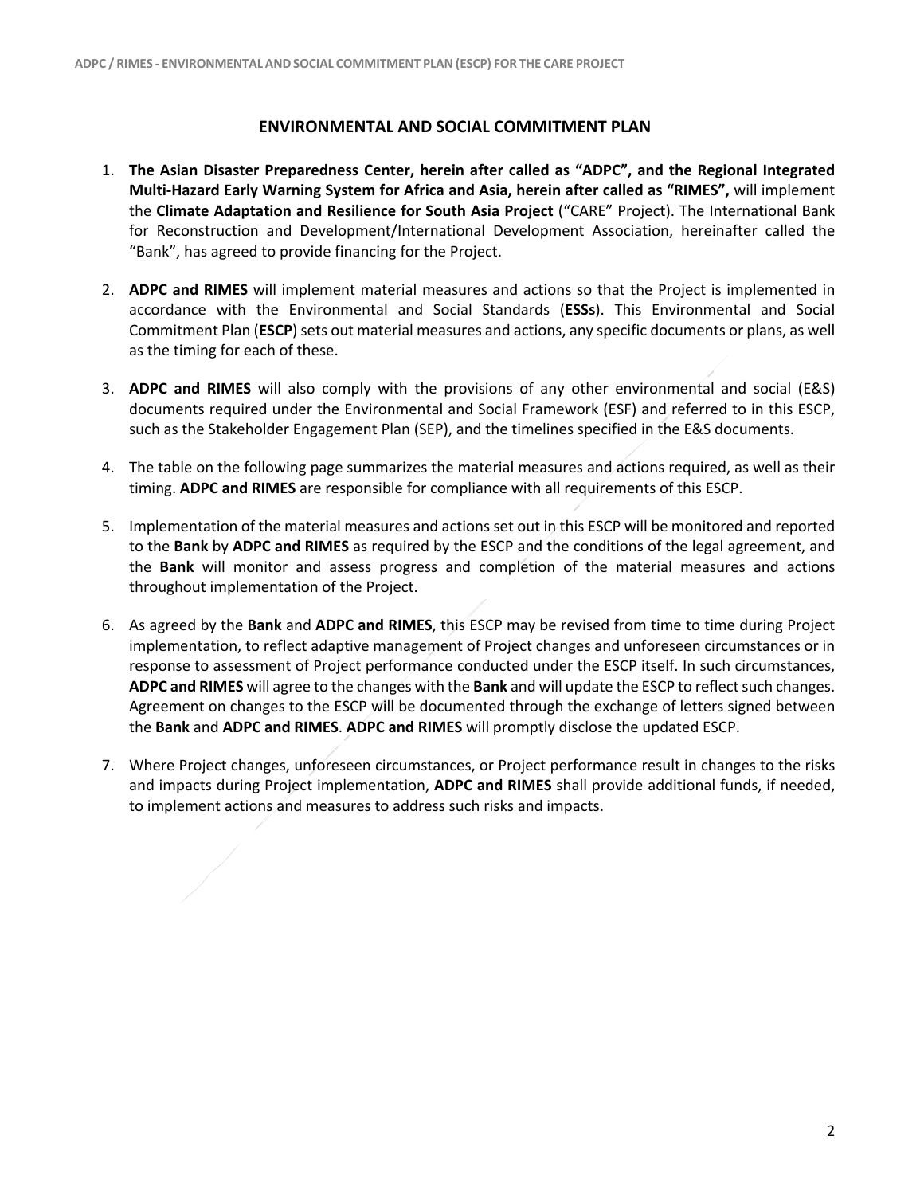## ENVIRONMENTAL AND SOCIAL COMMITMENT PLAN

1. **The Asian Disaster Preparedness Center, herein after called as "ADPC", and the Regional Integrated Multi-Hazard Early Warning System for Africa and Asia, herein after called as "RIMES",** will implement the **Climate Adaptation and Resilience for South Asia Project** ("CARE" Project). The International Bank for Reconstruction and Development/International Development Association, hereinafter called the "Bank", has agreed to provide financing for the Project.

2. **ADPC and RIMES** will implement material measures and actions so that the Project is implemented in accordance with the Environmental and Social Standards (**ESSs**). This Environmental and Social Commitment Plan (**ESCP**) sets out material measures and actions, any specific documents or plans, as well as the timing for each of these.

3. **ADPC and RIMES** will also comply with the provisions of any other environmental and social (E&S) documents required under the Environmental and Social Framework (ESF) and referred to in this ESCP, such as the Stakeholder Engagement Plan (SEP), and the timelines specified in the E&S documents.

4. The table on the following page summarizes the material measures and actions required, as well as their timing. **ADPC and RIMES** are responsible for compliance with all requirements of this ESCP.

5. Implementation of the material measures and actions set out in this ESCP will be monitored and reported to the **Bank** by **ADPC and RIMES** as required by the ESCP and the conditions of the legal agreement, and the **Bank** will monitor and assess progress and completion of the material measures and actions throughout implementation of the Project.

6. As agreed by the **Bank** and **ADPC and RIMES**, this ESCP may be revised from time to time during Project implementation, to reflect adaptive management of Project changes and unforeseen circumstances or in response to assessment of Project performance conducted under the ESCP itself. In such circumstances, **ADPC and RIMES** will agree to the changes with the **Bank** and will update the ESCP to reflect such changes. Agreement on changes to the ESCP will be documented through the exchange of letters signed between the **Bank** and **ADPC and RIMES**. **ADPC and RIMES** will promptly disclose the updated ESCP.

7. Where Project changes, unforeseen circumstances, or Project performance result in changes to the risks and impacts during Project implementation, **ADPC and RIMES** shall provide additional funds, if needed, to implement actions and measures to address such risks and impacts.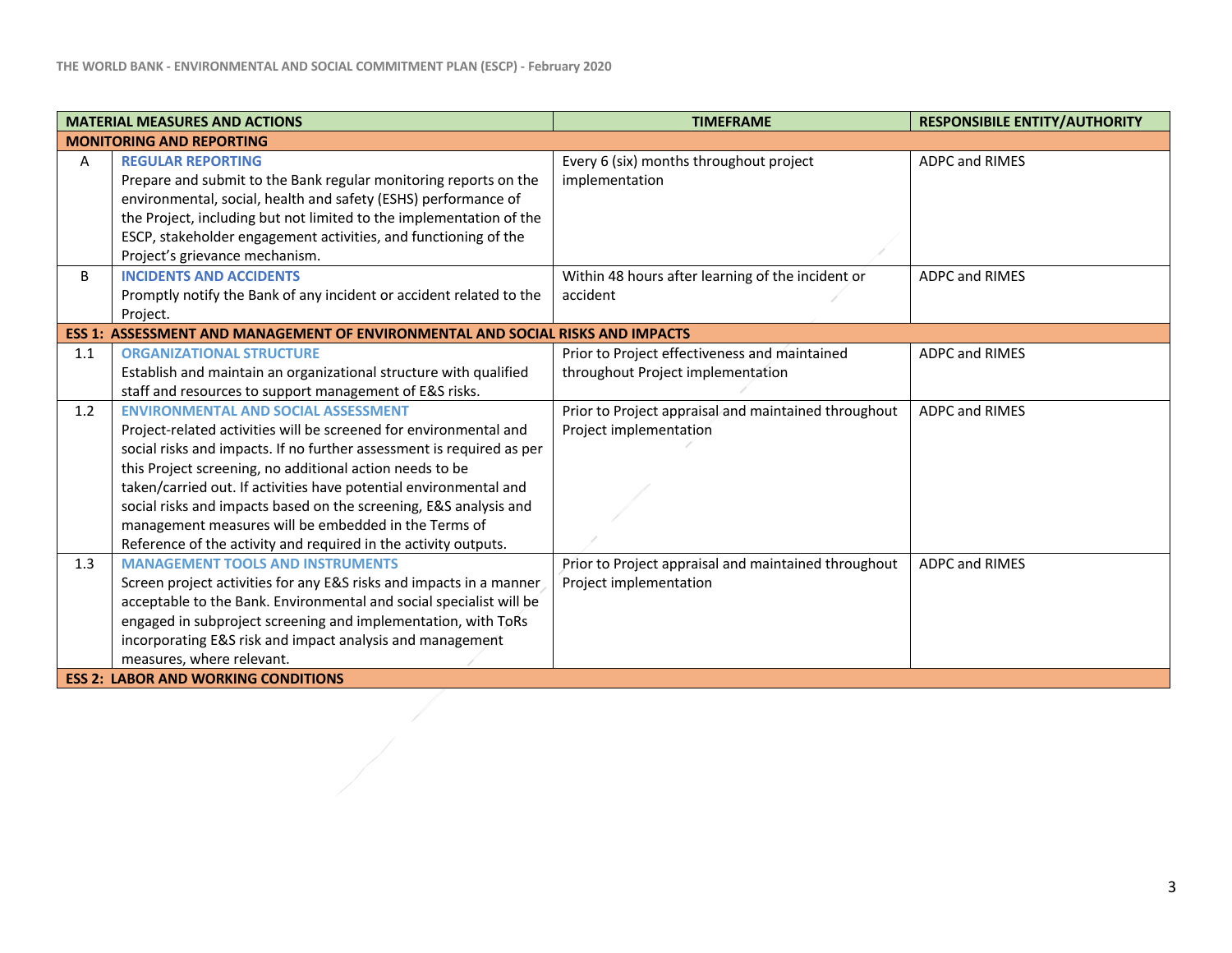| | MATERIAL MEASURES AND ACTIONS | TIMEFRAME | RESPONSIBILE ENTITY/AUTHORITY |
|---|---|---|---|
| **MONITORING AND REPORTING** | | | |
| A | **REGULAR REPORTING** Prepare and submit to the Bank regular monitoring reports on the environmental, social, health and safety (ESHS) performance of the Project, including but not limited to the implementation of the ESCP, stakeholder engagement activities, and functioning of the Project's grievance mechanism. | Every 6 (six) months throughout project implementation | ADPC and RIMES |
| B | **INCIDENTS AND ACCIDENTS** Promptly notify the Bank of any incident or accident related to the Project. | Within 48 hours after learning of the incident or accident | ADPC and RIMES |
| **ESS 1: ASSESSMENT AND MANAGEMENT OF ENVIRONMENTAL AND SOCIAL RISKS AND IMPACTS** | | | |
| 1.1 | **ORGANIZATIONAL STRUCTURE** Establish and maintain an organizational structure with qualified staff and resources to support management of E&S risks. | Prior to Project effectiveness and maintained throughout Project implementation | ADPC and RIMES |
| 1.2 | **ENVIRONMENTAL AND SOCIAL ASSESSMENT** Project-related activities will be screened for environmental and social risks and impacts. If no further assessment is required as per this Project screening, no additional action needs to be taken/carried out. If activities have potential environmental and social risks and impacts based on the screening, E&S analysis and management measures will be embedded in the Terms of Reference of the activity and required in the activity outputs. | Prior to Project appraisal and maintained throughout Project implementation | ADPC and RIMES |
| 1.3 | **MANAGEMENT TOOLS AND INSTRUMENTS** Screen project activities for any E&S risks and impacts in a manner acceptable to the Bank. Environmental and social specialist will be engaged in subproject screening and implementation, with ToRs incorporating E&S risk and impact analysis and management measures, where relevant. | Prior to Project appraisal and maintained throughout Project implementation | ADPC and RIMES |
| **ESS 2: LABOR AND WORKING CONDITIONS** | | | |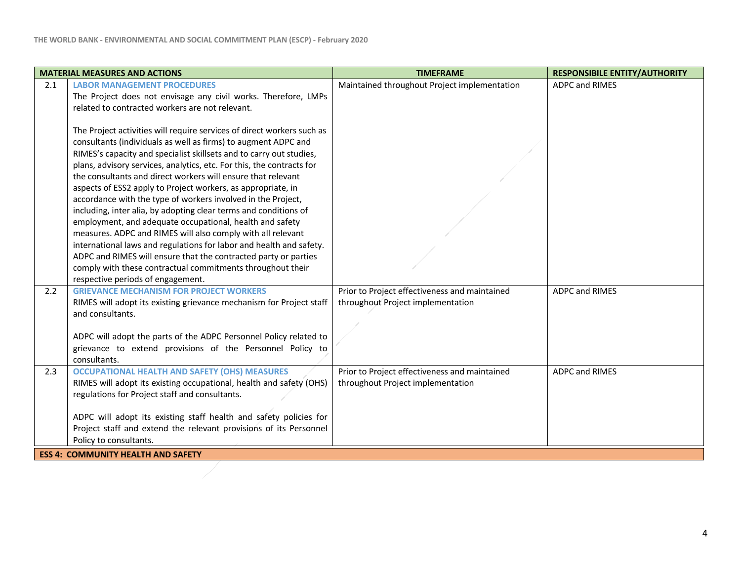| | MATERIAL MEASURES AND ACTIONS | TIMEFRAME | RESPONSIBILE ENTITY/AUTHORITY |
|---|---|---|---|
| 2.1 | **LABOR MANAGEMENT PROCEDURES**<br>The Project does not envisage any civil works. Therefore, LMPs related to contracted workers are not relevant.<br><br>The Project activities will require services of direct workers such as consultants (individuals as well as firms) to augment ADPC and RIMES's capacity and specialist skillsets and to carry out studies, plans, advisory services, analytics, etc. For this, the contracts for the consultants and direct workers will ensure that relevant aspects of ESS2 apply to Project workers, as appropriate, in accordance with the type of workers involved in the Project, including, inter alia, by adopting clear terms and conditions of employment, and adequate occupational, health and safety measures. ADPC and RIMES will also comply with all relevant international laws and regulations for labor and health and safety. ADPC and RIMES will ensure that the contracted party or parties comply with these contractual commitments throughout their respective periods of engagement. | Maintained throughout Project implementation | ADPC and RIMES |
| 2.2 | **GRIEVANCE MECHANISM FOR PROJECT WORKERS**<br>RIMES will adopt its existing grievance mechanism for Project staff and consultants.<br><br>ADPC will adopt the parts of the ADPC Personnel Policy related to grievance to extend provisions of the Personnel Policy to consultants. | Prior to Project effectiveness and maintained throughout Project implementation | ADPC and RIMES |
| 2.3 | **OCCUPATIONAL HEALTH AND SAFETY (OHS) MEASURES**<br>RIMES will adopt its existing occupational, health and safety (OHS) regulations for Project staff and consultants.<br><br>ADPC will adopt its existing staff health and safety policies for Project staff and extend the relevant provisions of its Personnel Policy to consultants. | Prior to Project effectiveness and maintained throughout Project implementation | ADPC and RIMES |
| **ESS 4: COMMUNITY HEALTH AND SAFETY** | | | |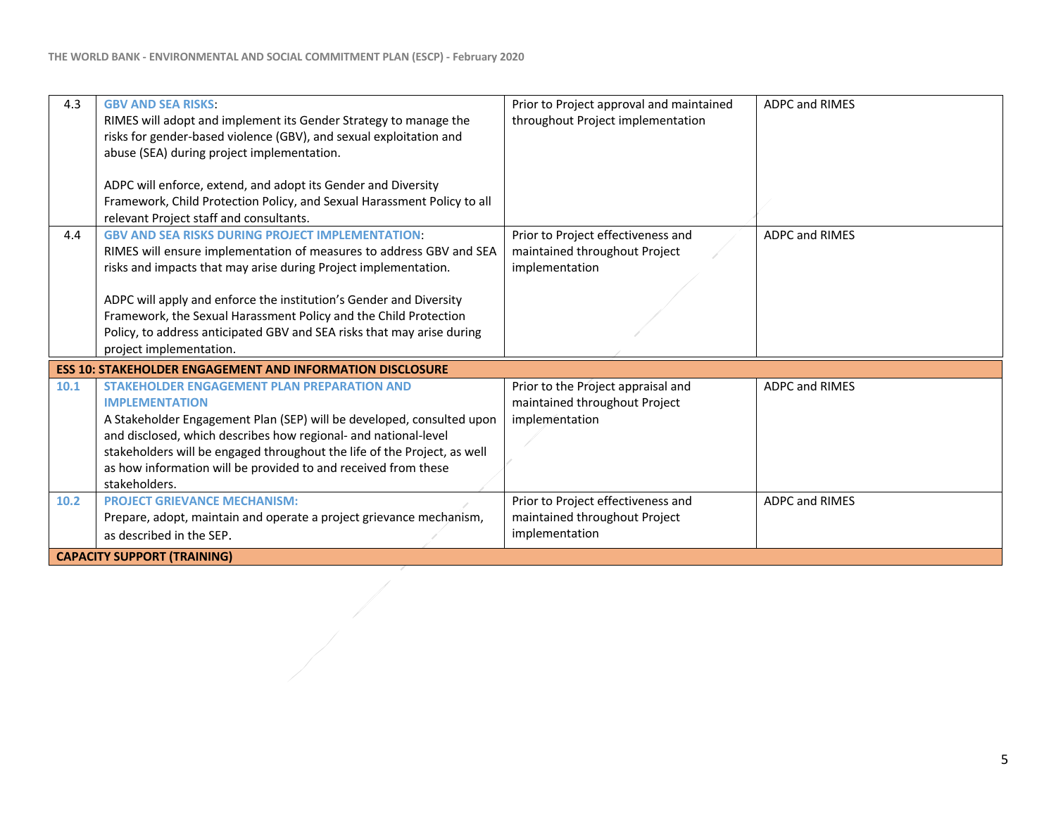| | | | |
|---|---|---|---|
| 4.3 | **GBV AND SEA RISKS**:<br>RIMES will adopt and implement its Gender Strategy to manage the risks for gender-based violence (GBV), and sexual exploitation and abuse (SEA) during project implementation.<br><br>ADPC will enforce, extend, and adopt its Gender and Diversity Framework, Child Protection Policy, and Sexual Harassment Policy to all relevant Project staff and consultants. | Prior to Project approval and maintained throughout Project implementation | ADPC and RIMES |
| 4.4 | **GBV AND SEA RISKS DURING PROJECT IMPLEMENTATION**:<br>RIMES will ensure implementation of measures to address GBV and SEA risks and impacts that may arise during Project implementation.<br><br>ADPC will apply and enforce the institution's Gender and Diversity Framework, the Sexual Harassment Policy and the Child Protection Policy, to address anticipated GBV and SEA risks that may arise during project implementation. | Prior to Project effectiveness and maintained throughout Project implementation | ADPC and RIMES |
| **ESS 10: STAKEHOLDER ENGAGEMENT AND INFORMATION DISCLOSURE** | | | |
| 10.1 | **STAKEHOLDER ENGAGEMENT PLAN PREPARATION AND IMPLEMENTATION**<br>A Stakeholder Engagement Plan (SEP) will be developed, consulted upon and disclosed, which describes how regional- and national-level stakeholders will be engaged throughout the life of the Project, as well as how information will be provided to and received from these stakeholders. | Prior to the Project appraisal and maintained throughout Project implementation | ADPC and RIMES |
| 10.2 | **PROJECT GRIEVANCE MECHANISM:**<br>Prepare, adopt, maintain and operate a project grievance mechanism, as described in the SEP. | Prior to Project effectiveness and maintained throughout Project implementation | ADPC and RIMES |
| **CAPACITY SUPPORT (TRAINING)** | | | |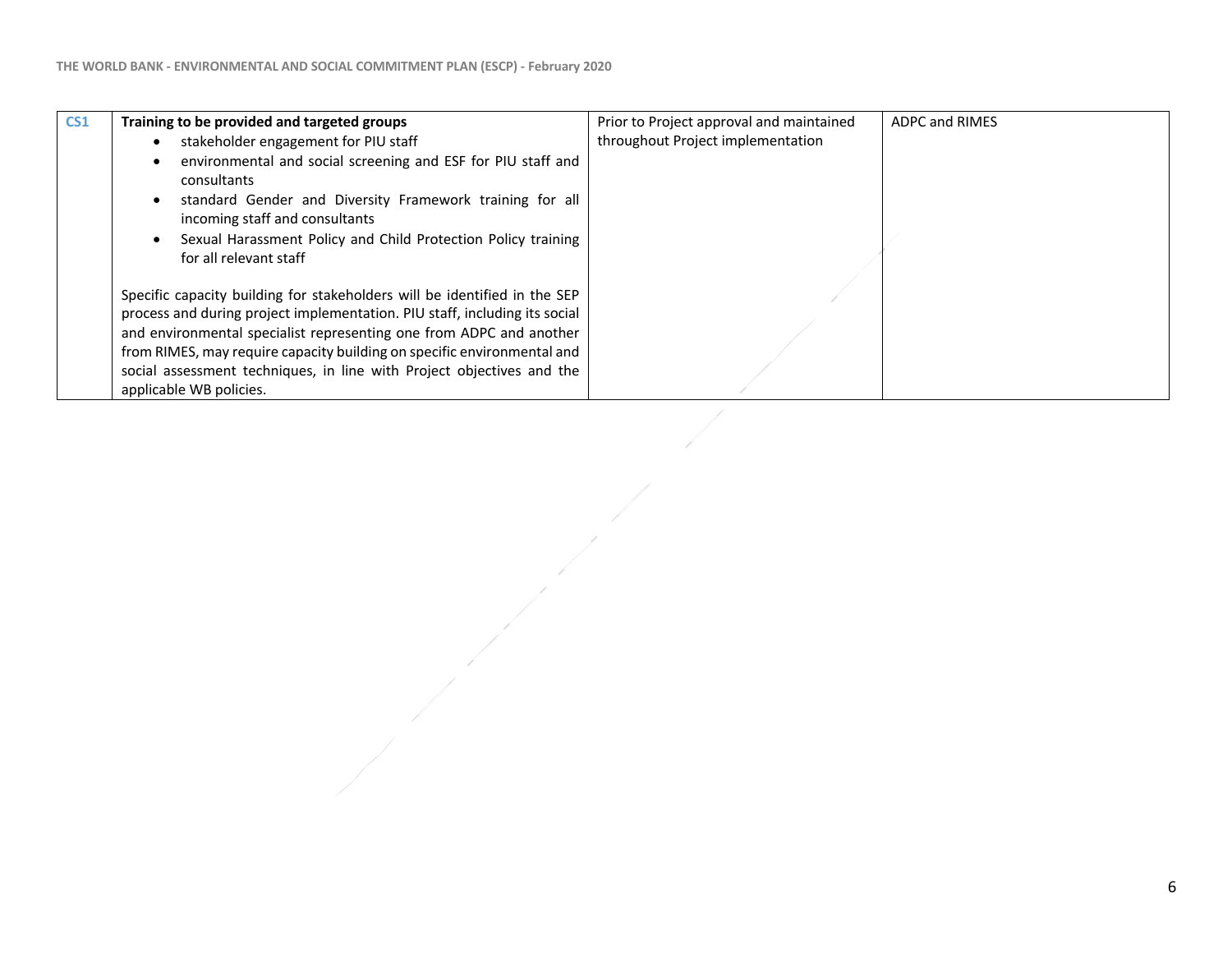| | | | |
|---|---|---|---|
| **CS1** | **Training to be provided and targeted groups**<br>• stakeholder engagement for PIU staff<br>• environmental and social screening and ESF for PIU staff and consultants<br>• standard Gender and Diversity Framework training for all incoming staff and consultants<br>• Sexual Harassment Policy and Child Protection Policy training for all relevant staff<br><br>Specific capacity building for stakeholders will be identified in the SEP process and during project implementation. PIU staff, including its social and environmental specialist representing one from ADPC and another from RIMES, may require capacity building on specific environmental and social assessment techniques, in line with Project objectives and the applicable WB policies. | Prior to Project approval and maintained throughout Project implementation | ADPC and RIMES |